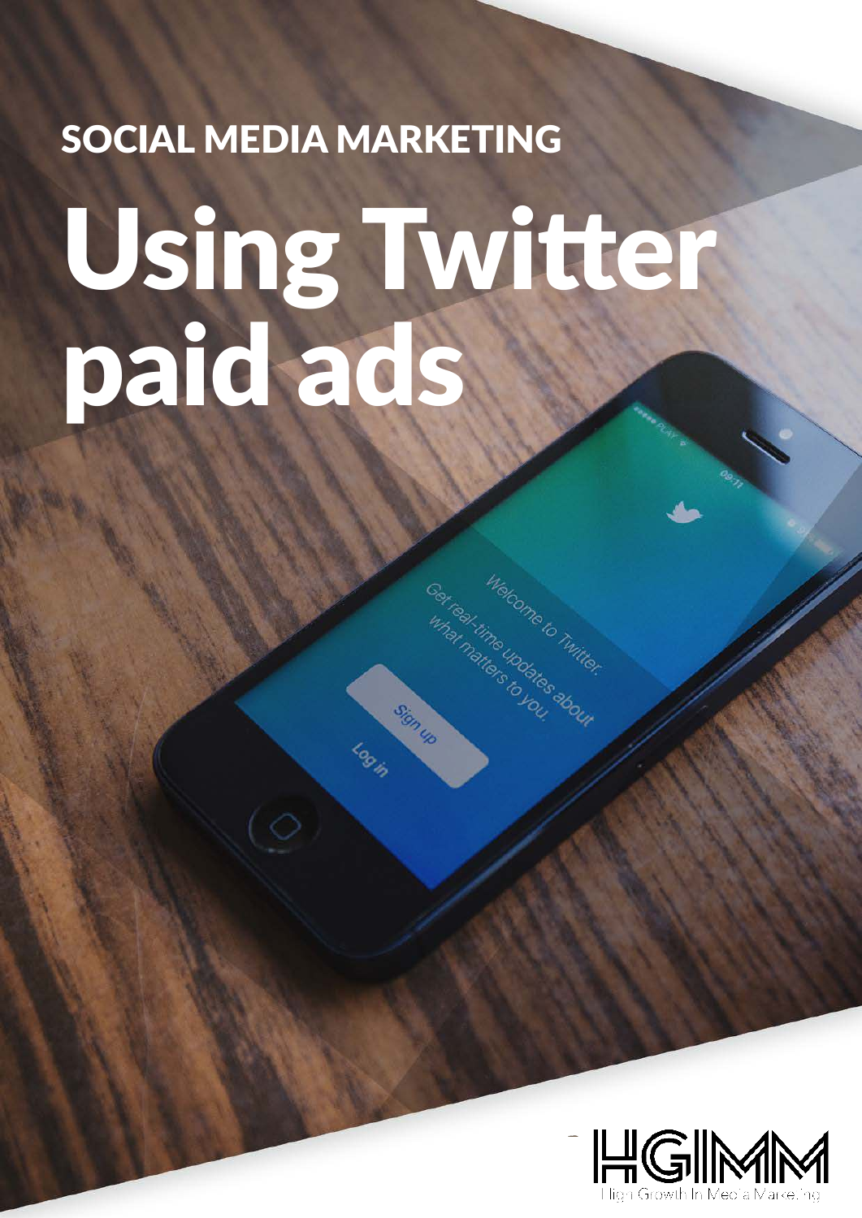SOCIAL MEDIA MARKETING

# Using Twitter paid ads

HGIMM

High Growth In Media Marketing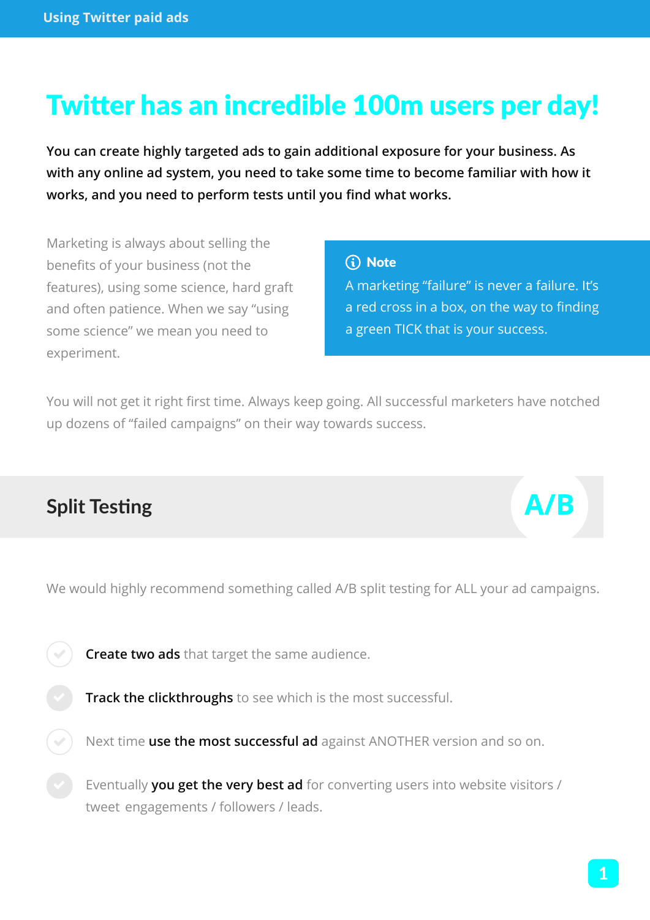# Twitter has an incredible 100m users per day!

**You can create highly targeted ads to gain additional exposure for your business. As with any online ad system, you need to take some time to become familiar with how it works, and you need to perform tests until you find what works.**

Marketing is always about selling the benefits of your business (not the features), using some science, hard graft and often patience. When we say "using some science" we mean you need to experiment.

> **Note**
>
> A marketing "failure" is never a failure. It's a red cross in a box, on the way to finding a green TICK that is your success.

You will not get it right first time. Always keep going. All successful marketers have notched up dozens of "failed campaigns" on their way towards success.

## Split Testing

A/B

We would highly recommend something called A/B split testing for ALL your ad campaigns.

- **Create two ads** that target the same audience.
- **Track the clickthroughs** to see which is the most successful.
- Next time **use the most successful ad** against ANOTHER version and so on.
- Eventually **you get the very best ad** for converting users into website visitors / tweet engagements / followers / leads.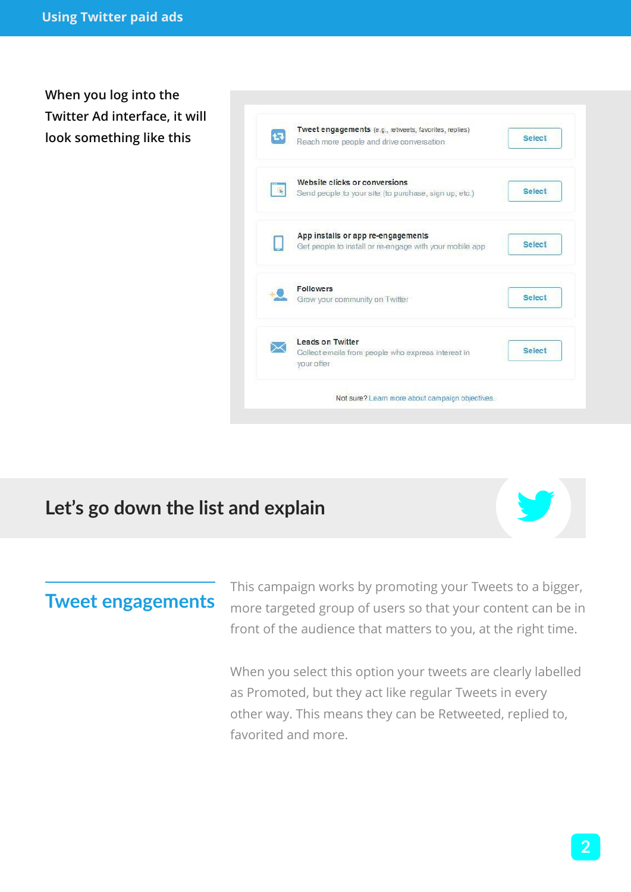When you log into the Twitter Ad interface, it will look something like this

**Tweet engagements** (e.g., retweets, favorites, replies)
Reach more people and drive conversation
Select

**Website clicks or conversions**
Send people to your site (to purchase, sign up, etc.)
Select

**App installs or app re-engagements**
Get people to install or re-engage with your mobile app
Select

**Followers**
Grow your community on Twitter
Select

**Leads on Twitter**
Collect emails from people who express interest in your offer
Select

Not sure? Learn more about campaign objectives.

## Let's go down the list and explain

### Tweet engagements

This campaign works by promoting your Tweets to a bigger, more targeted group of users so that your content can be in front of the audience that matters to you, at the right time.

When you select this option your tweets are clearly labelled as Promoted, but they act like regular Tweets in every other way. This means they can be Retweeted, replied to, favorited and more.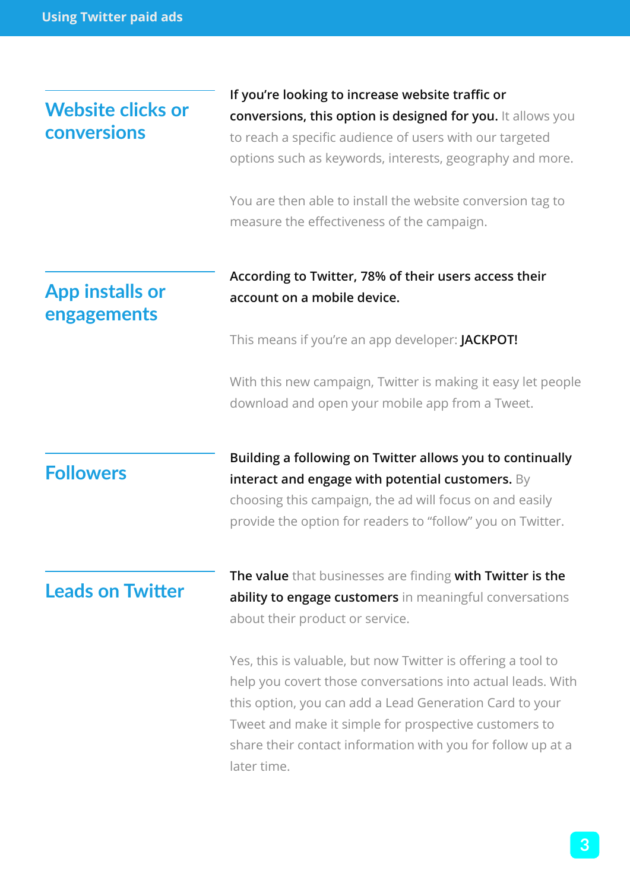## Website clicks or conversions

**If you're looking to increase website traffic or conversions, this option is designed for you.** It allows you to reach a specific audience of users with our targeted options such as keywords, interests, geography and more.

You are then able to install the website conversion tag to measure the effectiveness of the campaign.

## App installs or engagements

**According to Twitter, 78% of their users access their account on a mobile device.**

This means if you're an app developer: **JACKPOT!**

With this new campaign, Twitter is making it easy let people download and open your mobile app from a Tweet.

## Followers

**Building a following on Twitter allows you to continually interact and engage with potential customers.** By choosing this campaign, the ad will focus on and easily provide the option for readers to "follow" you on Twitter.

## Leads on Twitter

**The value** that businesses are finding **with Twitter is the ability to engage customers** in meaningful conversations about their product or service.

Yes, this is valuable, but now Twitter is offering a tool to help you covert those conversations into actual leads. With this option, you can add a Lead Generation Card to your Tweet and make it simple for prospective customers to share their contact information with you for follow up at a later time.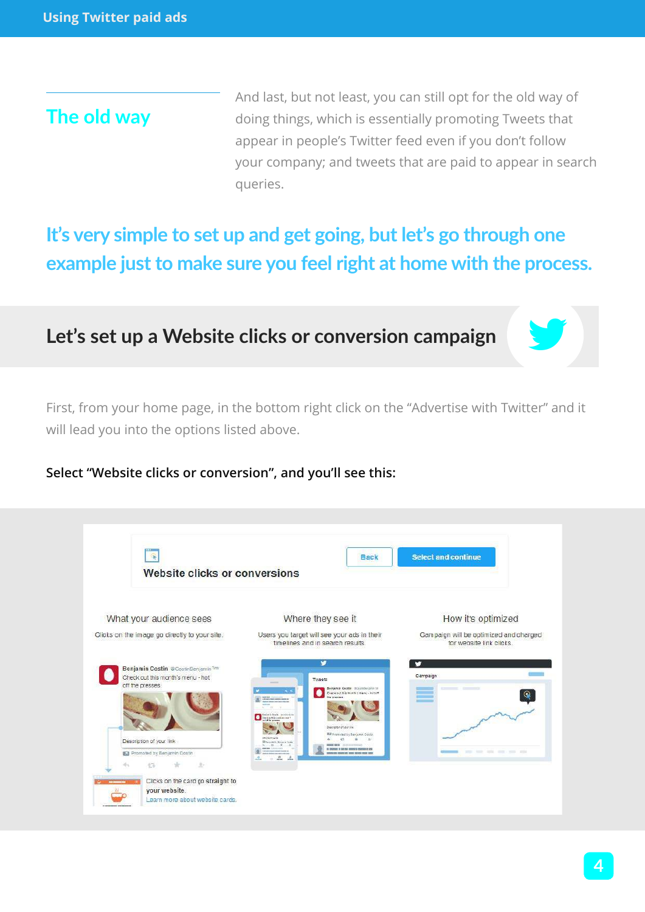## The old way

And last, but not least, you can still opt for the old way of doing things, which is essentially promoting Tweets that appear in people's Twitter feed even if you don't follow your company; and tweets that are paid to appear in search queries.

**It's very simple to set up and get going, but let's go through one example just to make sure you feel right at home with the process.**

## Let's set up a Website clicks or conversion campaign

First, from your home page, in the bottom right click on the "Advertise with Twitter" and it will lead you into the options listed above.

**Select "Website clicks or conversion", and you'll see this:**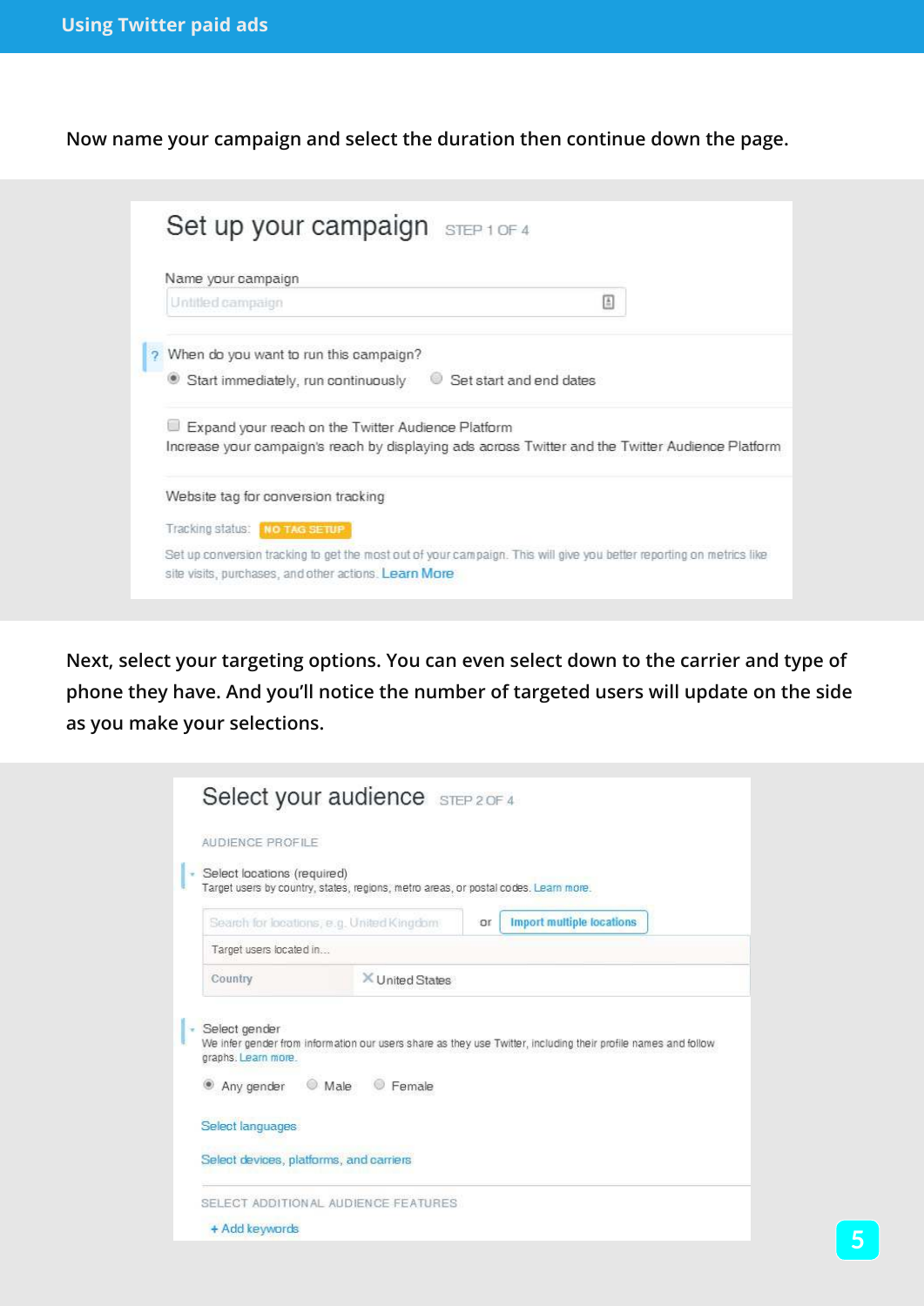Now name your campaign and select the duration then continue down the page.

Set up your campaign STEP 1 OF 4

Name your campaign

Untitled campaign

When do you want to run this campaign?

Start immediately, run continuously   Set start and end dates

Expand your reach on the Twitter Audience Platform

Increase your campaign's reach by displaying ads across Twitter and the Twitter Audience Platform

Website tag for conversion tracking

Tracking status: NO TAG SETUP

Set up conversion tracking to get the most out of your campaign. This will give you better reporting on metrics like site visits, purchases, and other actions. Learn More

Next, select your targeting options. You can even select down to the carrier and type of phone they have. And you'll notice the number of targeted users will update on the side as you make your selections.

Select your audience STEP 2 OF 4

AUDIENCE PROFILE

Select locations (required)

Target users by country, states, regions, metro areas, or postal codes. Learn more.

Search for locations, e.g. United Kingdom   or   Import multiple locations

Target users located in...

Country   United States

Select gender

We infer gender from information our users share as they use Twitter, including their profile names and follow graphs. Learn more.

Any gender   Male   Female

Select languages

Select devices, platforms, and carriers

SELECT ADDITIONAL AUDIENCE FEATURES

+ Add keywords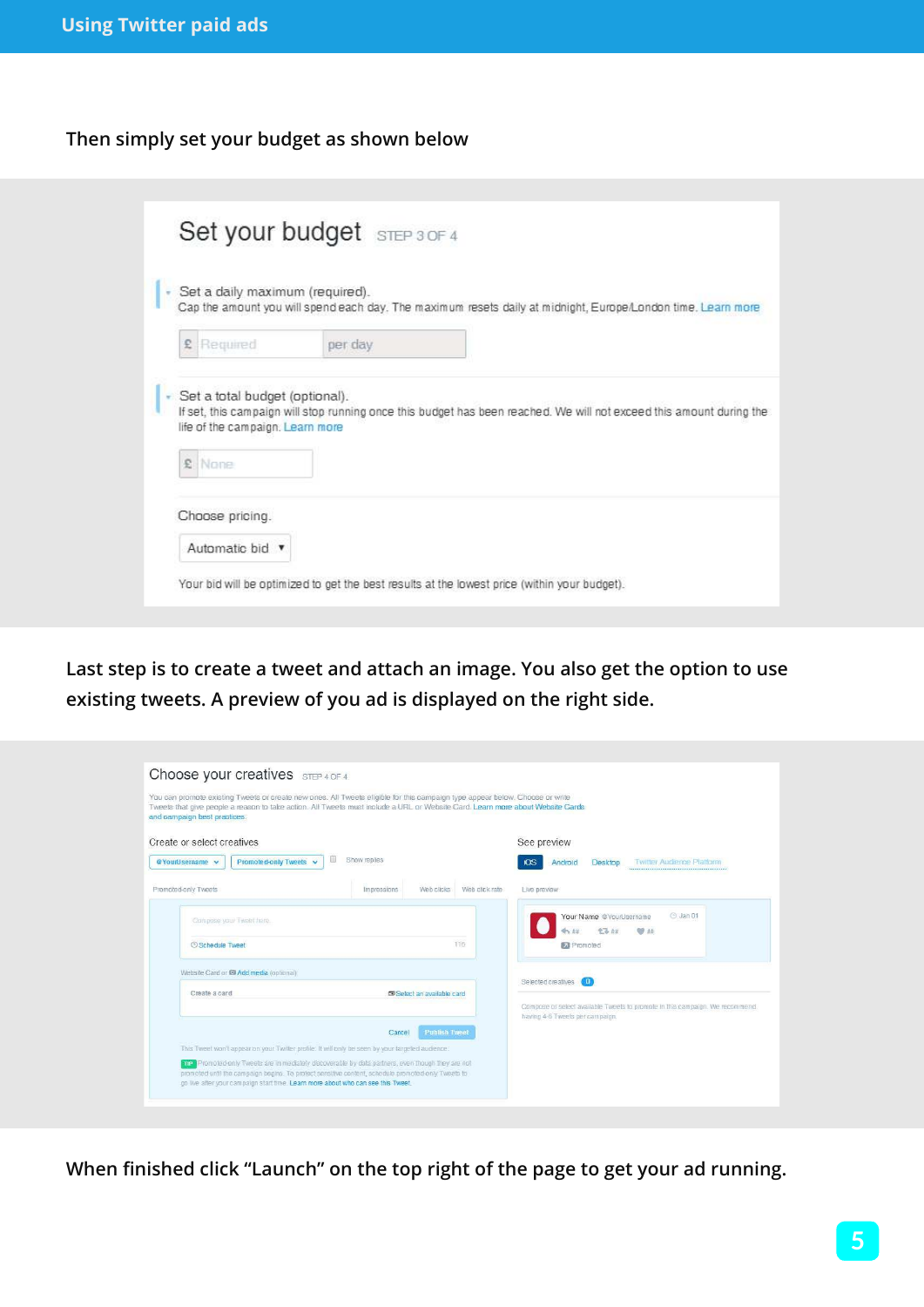Then simply set your budget as shown below

Set your budget STEP 3 OF 4

Set a daily maximum (required).
Cap the amount you will spend each day. The maximum resets daily at midnight, Europe/London time. Learn more

£ Required per day

Set a total budget (optional).
If set, this campaign will stop running once this budget has been reached. We will not exceed this amount during the life of the campaign. Learn more

£ None

Choose pricing.

Automatic bid ▼

Your bid will be optimized to get the best results at the lowest price (within your budget).

Last step is to create a tweet and attach an image. You also get the option to use existing tweets. A preview of you ad is displayed on the right side.

Choose your creatives STEP 4 OF 4

You can promote existing Tweets or create new ones. All Tweets eligible for this campaign type appear below. Choose or write Tweets that give people a reason to take action. All Tweets must include a URL or Website Card. Learn more about Website Cards and campaign best practices.

Create or select creatives

@YourUsername ▾ Promoted-only Tweets ▾ Show replies

Promoted-only Tweets Impressions Web clicks Web click rate

Compose your Tweet here.

Schedule Tweet 116

Website Card or Add media (optional)

Create a card Select an available card

Cancel Publish Tweet

This Tweet won't appear on your Twitter profile. It will only be seen by your targeted audience.

TIP Promoted-only Tweets are immediately discoverable by data partners, even though they are not promoted until the campaign begins. To protect sensitive content, schedule promoted-only Tweets to go live after your campaign start time. Learn more about who can see this Tweet.

See preview

iOS Android Desktop Twitter Audience Platform

Live preview

Your Name @YourUsername Jan 01

Promoted

Selected creatives 0

Compose or select available Tweets to promote in this campaign. We recommend having 4-6 Tweets per campaign.

When finished click "Launch" on the top right of the page to get your ad running.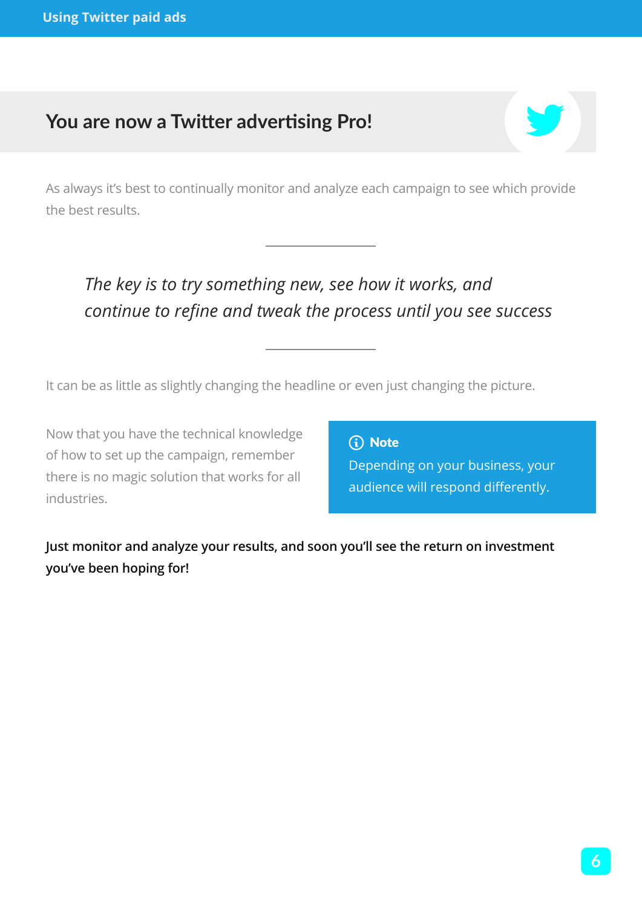## You are now a Twitter advertising Pro!

As always it's best to continually monitor and analyze each campaign to see which provide the best results.

> *The key is to try something new, see how it works, and continue to refine and tweak the process until you see success*

It can be as little as slightly changing the headline or even just changing the picture.

Now that you have the technical knowledge of how to set up the campaign, remember there is no magic solution that works for all industries.

> **Note**
> Depending on your business, your audience will respond differently.

**Just monitor and analyze your results, and soon you'll see the return on investment you've been hoping for!**